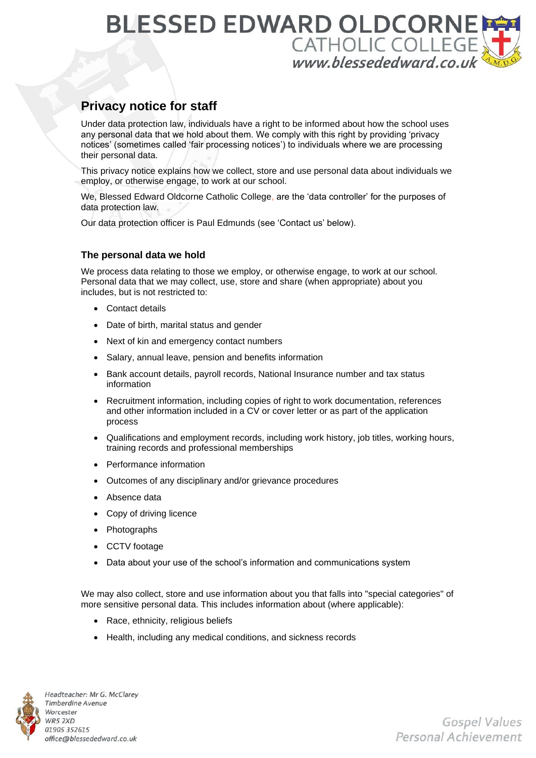# Privacy notice for staff

Under data protection law, individuals have a right to be informed about how the school uses any personal data that we hold about them. We comply with this right by providing 'privacy notices' (sometimes called 'fair processing notices') to individuals where we are processing their personal data.

This privacy notice explains how we collect, store and use personal data about individuals we employ, or otherwise engage, to work at our school.

We, Blessed Edward Oldcorne Catholic College, are the 'data controller' for the purposes of data protection law.

Our data protection officer is Paul Edmunds (see 'Contact us' below).

## The personal data we hold

We process data relating to those we employ, or otherwise engage, to work at our school. Personal data that we may collect, use, store and share (when appropriate) about you includes, but is not restricted to:

- Contact details
- Date of birth, marital status and gender
- Next of kin and emergency contact numbers
- Salary, annual leave, pension and benefits information
- Bank account details, payroll records, National Insurance number and tax status information
- Recruitment information, including copies of right to work documentation, references and other information included in a CV or cover letter or as part of the application process
- Qualifications and employment records, including work history, job titles, working hours, training records and professional memberships
- Performance information
- Outcomes of any disciplinary and/or grievance procedures
- Absence data
- Copy of driving licence
- Photographs
- CCTV footage
- Data about your use of the school's information and communications system

We may also collect, store and use information about you that falls into "special categories" of more sensitive personal data. This includes information about (where applicable):

- Race, ethnicity, religious beliefs
- Health, including any medical conditions, and sickness records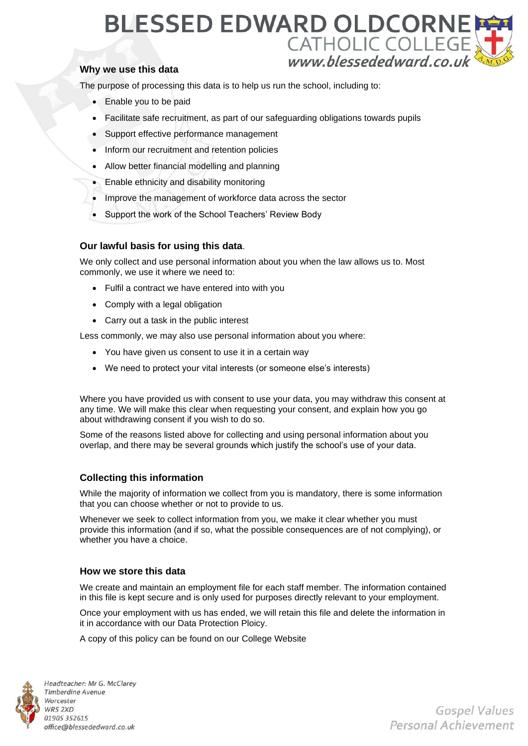### Why we use this data

The purpose of processing this data is to help us run the school, including to:

- Enable you to be paid
- Facilitate safe recruitment, as part of our safeguarding obligations towards pupils
- Support effective performance management
- Inform our recruitment and retention policies
- Allow better financial modelling and planning
- Enable ethnicity and disability monitoring
- Improve the management of workforce data across the sector
- Support the work of the School Teachers' Review Body

### Our lawful basis for using this data.

We only collect and use personal information about you when the law allows us to. Most commonly, we use it where we need to:

- Fulfil a contract we have entered into with you
- Comply with a legal obligation
- Carry out a task in the public interest

Less commonly, we may also use personal information about you where:

- You have given us consent to use it in a certain way
- We need to protect your vital interests (or someone else's interests)

Where you have provided us with consent to use your data, you may withdraw this consent at any time. We will make this clear when requesting your consent, and explain how you go about withdrawing consent if you wish to do so.

Some of the reasons listed above for collecting and using personal information about you overlap, and there may be several grounds which justify the school's use of your data.

### Collecting this information

While the majority of information we collect from you is mandatory, there is some information that you can choose whether or not to provide to us.

Whenever we seek to collect information from you, we make it clear whether you must provide this information (and if so, what the possible consequences are of not complying), or whether you have a choice.

### How we store this data

We create and maintain an employment file for each staff member. The information contained in this file is kept secure and is only used for purposes directly relevant to your employment.

Once your employment with us has ended, we will retain this file and delete the information in it in accordance with our Data Protection Ploicy.

A copy of this policy can be found on our College Website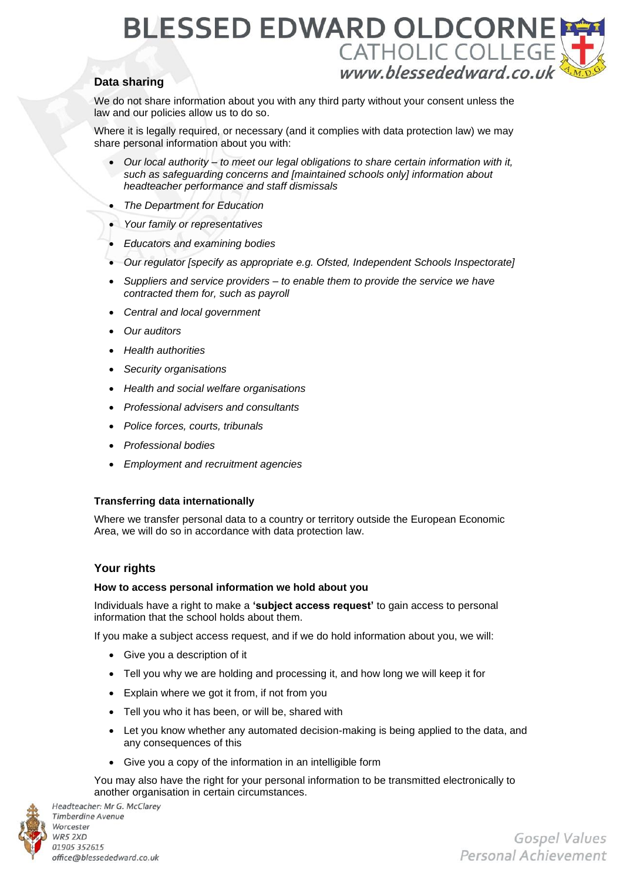## Data sharing

We do not share information about you with any third party without your consent unless the law and our policies allow us to do so.

Where it is legally required, or necessary (and it complies with data protection law) we may share personal information about you with:

- *Our local authority – to meet our legal obligations to share certain information with it, such as safeguarding concerns and [maintained schools only] information about headteacher performance and staff dismissals*
- *The Department for Education*
- *Your family or representatives*
- *Educators and examining bodies*
- *Our regulator [specify as appropriate e.g. Ofsted, Independent Schools Inspectorate]*
- *Suppliers and service providers – to enable them to provide the service we have contracted them for, such as payroll*
- *Central and local government*
- *Our auditors*
- *Health authorities*
- *Security organisations*
- *Health and social welfare organisations*
- *Professional advisers and consultants*
- *Police forces, courts, tribunals*
- *Professional bodies*
- *Employment and recruitment agencies*

### Transferring data internationally

Where we transfer personal data to a country or territory outside the European Economic Area, we will do so in accordance with data protection law.

## Your rights

### How to access personal information we hold about you

Individuals have a right to make a **'subject access request'** to gain access to personal information that the school holds about them.

If you make a subject access request, and if we do hold information about you, we will:

- Give you a description of it
- Tell you why we are holding and processing it, and how long we will keep it for
- Explain where we got it from, if not from you
- Tell you who it has been, or will be, shared with
- Let you know whether any automated decision-making is being applied to the data, and any consequences of this
- Give you a copy of the information in an intelligible form

You may also have the right for your personal information to be transmitted electronically to another organisation in certain circumstances.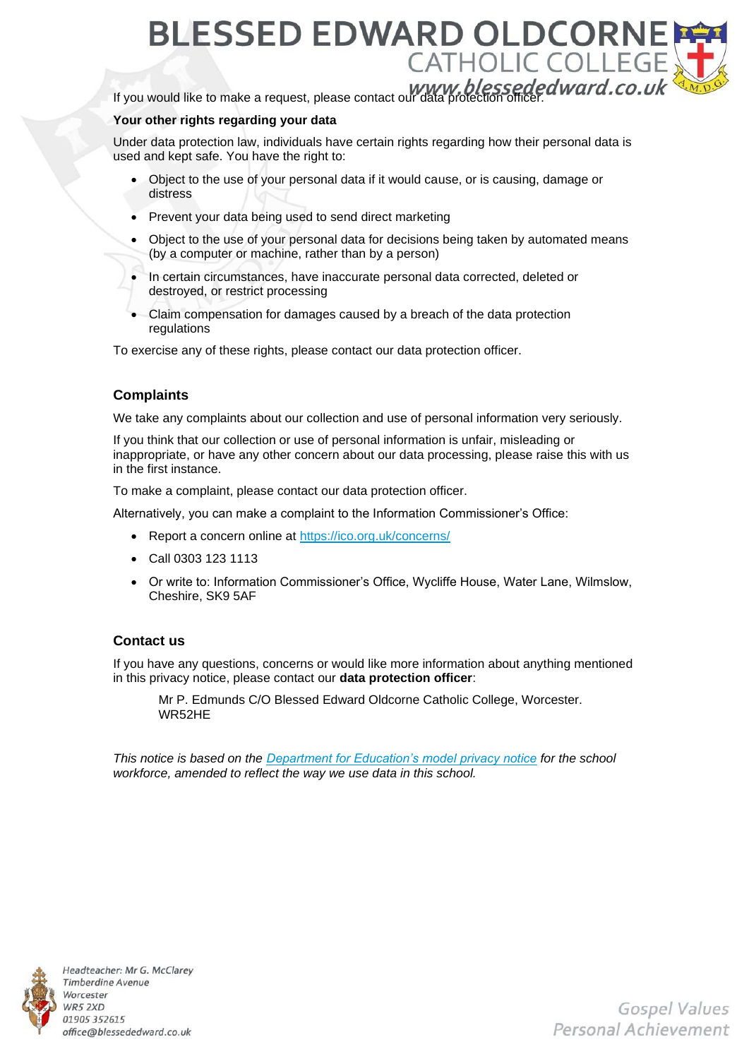If you would like to make a request, please contact our data protection officer.

**Your other rights regarding your data**

Under data protection law, individuals have certain rights regarding how their personal data is used and kept safe. You have the right to:

- Object to the use of your personal data if it would cause, or is causing, damage or distress
- Prevent your data being used to send direct marketing
- Object to the use of your personal data for decisions being taken by automated means (by a computer or machine, rather than by a person)
- In certain circumstances, have inaccurate personal data corrected, deleted or destroyed, or restrict processing
- Claim compensation for damages caused by a breach of the data protection regulations

To exercise any of these rights, please contact our data protection officer.

## Complaints

We take any complaints about our collection and use of personal information very seriously.

If you think that our collection or use of personal information is unfair, misleading or inappropriate, or have any other concern about our data processing, please raise this with us in the first instance.

To make a complaint, please contact our data protection officer.

Alternatively, you can make a complaint to the Information Commissioner's Office:

- Report a concern online at [https://ico.org.uk/concerns/](https://ico.org.uk/concerns/)
- Call 0303 123 1113
- Or write to: Information Commissioner's Office, Wycliffe House, Water Lane, Wilmslow, Cheshire, SK9 5AF

## Contact us

If you have any questions, concerns or would like more information about anything mentioned in this privacy notice, please contact our **data protection officer**:

> Mr P. Edmunds C/O Blessed Edward Oldcorne Catholic College, Worcester. WR52HE

*This notice is based on the [Department for Education's model privacy notice](#) for the school workforce, amended to reflect the way we use data in this school.*